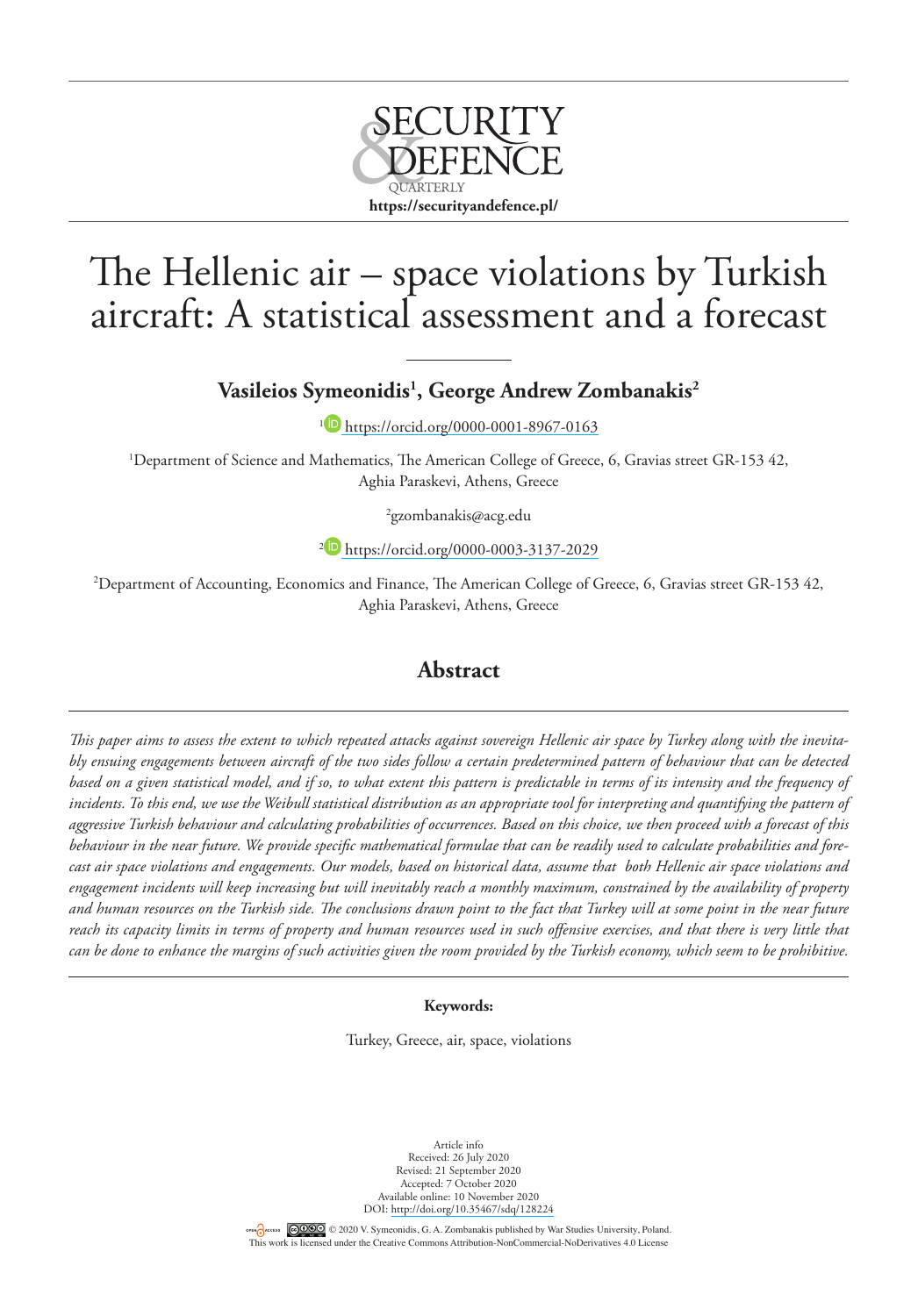SECURITY & DEFENCE QUARTERLY

https://securityandefence.pl/

# The Hellenic air – space violations by Turkish aircraft: A statistical assessment and a forecast

**Vasileios Symeonidis[1], George Andrew Zombanakis[2]**

[1] https://orcid.org/0000-0001-8967-0163

[1]Department of Science and Mathematics, The American College of Greece, 6, Gravias street GR-153 42, Aghia Paraskevi, Athens, Greece

[2]gzombanakis@acg.edu

[2] https://orcid.org/0000-0003-3137-2029

[2]Department of Accounting, Economics and Finance, The American College of Greece, 6, Gravias street GR-153 42, Aghia Paraskevi, Athens, Greece

## Abstract

*This paper aims to assess the extent to which repeated attacks against sovereign Hellenic air space by Turkey along with the inevitably ensuing engagements between aircraft of the two sides follow a certain predetermined pattern of behaviour that can be detected based on a given statistical model, and if so, to what extent this pattern is predictable in terms of its intensity and the frequency of incidents. To this end, we use the Weibull statistical distribution as an appropriate tool for interpreting and quantifying the pattern of aggressive Turkish behaviour and calculating probabilities of occurrences. Based on this choice, we then proceed with a forecast of this behaviour in the near future. We provide specific mathematical formulae that can be readily used to calculate probabilities and forecast air space violations and engagements. Our models, based on historical data, assume that both Hellenic air space violations and engagement incidents will keep increasing but will inevitably reach a monthly maximum, constrained by the availability of property and human resources on the Turkish side. The conclusions drawn point to the fact that Turkey will at some point in the near future reach its capacity limits in terms of property and human resources used in such offensive exercises, and that there is very little that can be done to enhance the margins of such activities given the room provided by the Turkish economy, which seem to be prohibitive.*

**Keywords:**

Turkey, Greece, air, space, violations

Article info
Received: 26 July 2020
Revised: 21 September 2020
Accepted: 7 October 2020
Available online: 10 November 2020
DOI: http://doi.org/10.35467/sdq/128224

© 2020 V. Symeonidis, G. A. Zombanakis published by War Studies University, Poland.
This work is licensed under the Creative Commons Attribution-NonCommercial-NoDerivatives 4.0 License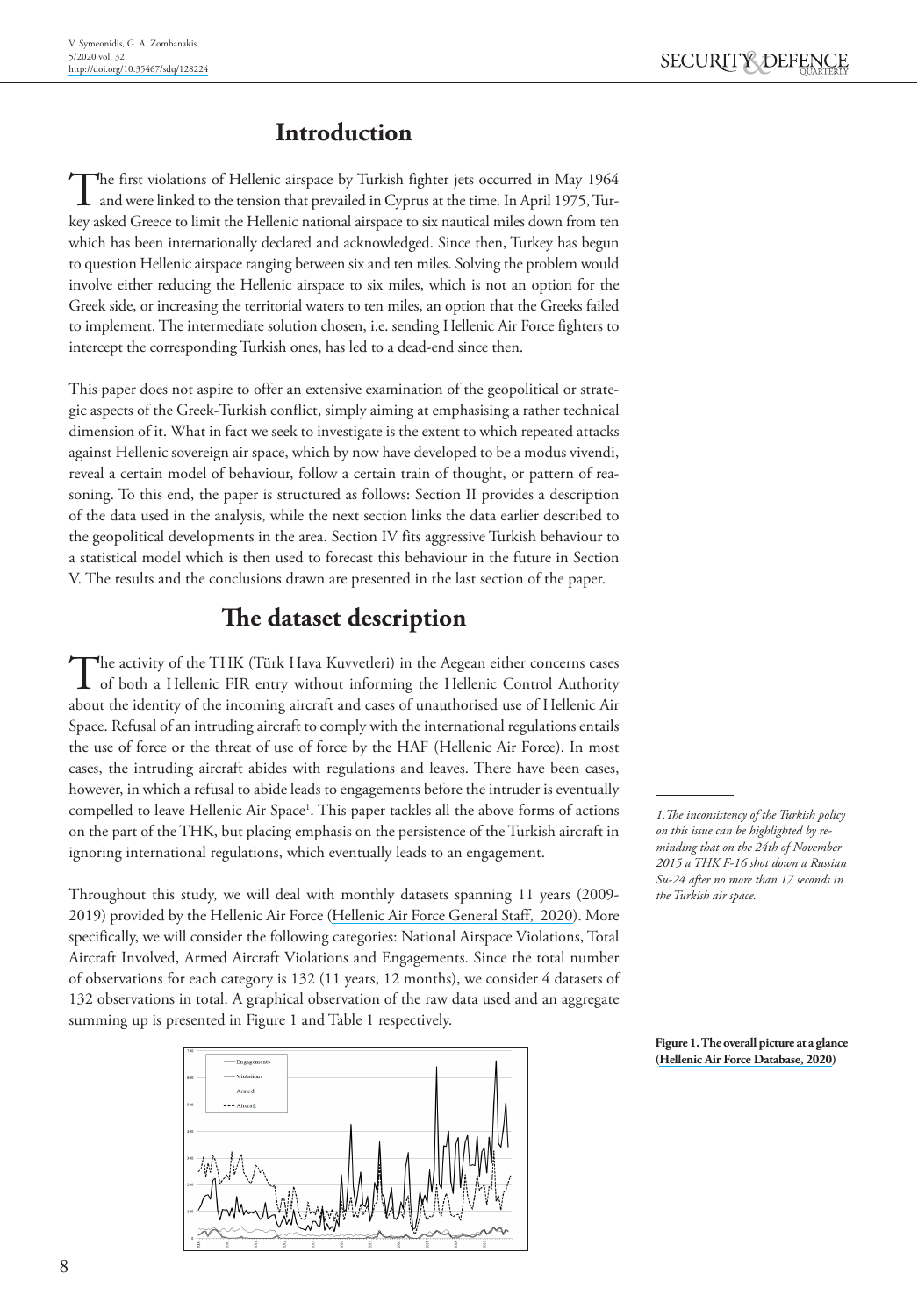# Introduction

The first violations of Hellenic airspace by Turkish fighter jets occurred in May 1964 and were linked to the tension that prevailed in Cyprus at the time. In April 1975, Turkey asked Greece to limit the Hellenic national airspace to six nautical miles down from ten which has been internationally declared and acknowledged. Since then, Turkey has begun to question Hellenic airspace ranging between six and ten miles. Solving the problem would involve either reducing the Hellenic airspace to six miles, which is not an option for the Greek side, or increasing the territorial waters to ten miles, an option that the Greeks failed to implement. The intermediate solution chosen, i.e. sending Hellenic Air Force fighters to intercept the corresponding Turkish ones, has led to a dead-end since then.

This paper does not aspire to offer an extensive examination of the geopolitical or strategic aspects of the Greek-Turkish conflict, simply aiming at emphasising a rather technical dimension of it. What in fact we seek to investigate is the extent to which repeated attacks against Hellenic sovereign air space, which by now have developed to be a modus vivendi, reveal a certain model of behaviour, follow a certain train of thought, or pattern of reasoning. To this end, the paper is structured as follows: Section II provides a description of the data used in the analysis, while the next section links the data earlier described to the geopolitical developments in the area. Section IV fits aggressive Turkish behaviour to a statistical model which is then used to forecast this behaviour in the future in Section V. The results and the conclusions drawn are presented in the last section of the paper.

# The dataset description

The activity of the THK (Türk Hava Kuvvetleri) in the Aegean either concerns cases of both a Hellenic FIR entry without informing the Hellenic Control Authority about the identity of the incoming aircraft and cases of unauthorised use of Hellenic Air Space. Refusal of an intruding aircraft to comply with the international regulations entails the use of force or the threat of use of force by the HAF (Hellenic Air Force). In most cases, the intruding aircraft abides with regulations and leaves. There have been cases, however, in which a refusal to abide leads to engagements before the intruder is eventually compelled to leave Hellenic Air Space[1]. This paper tackles all the above forms of actions on the part of the THK, but placing emphasis on the persistence of the Turkish aircraft in ignoring international regulations, which eventually leads to an engagement.

*1. The inconsistency of the Turkish policy on this issue can be highlighted by reminding that on the 24th of November 2015 a THK F-16 shot down a Russian Su-24 after no more than 17 seconds in the Turkish air space.*

Throughout this study, we will deal with monthly datasets spanning 11 years (2009-2019) provided by the Hellenic Air Force (Hellenic Air Force General Staff, 2020). More specifically, we will consider the following categories: National Airspace Violations, Total Aircraft Involved, Armed Aircraft Violations and Engagements. Since the total number of observations for each category is 132 (11 years, 12 months), we consider 4 datasets of 132 observations in total. A graphical observation of the raw data used and an aggregate summing up is presented in Figure 1 and Table 1 respectively.

**Figure 1. The overall picture at a glance (Hellenic Air Force Database, 2020)**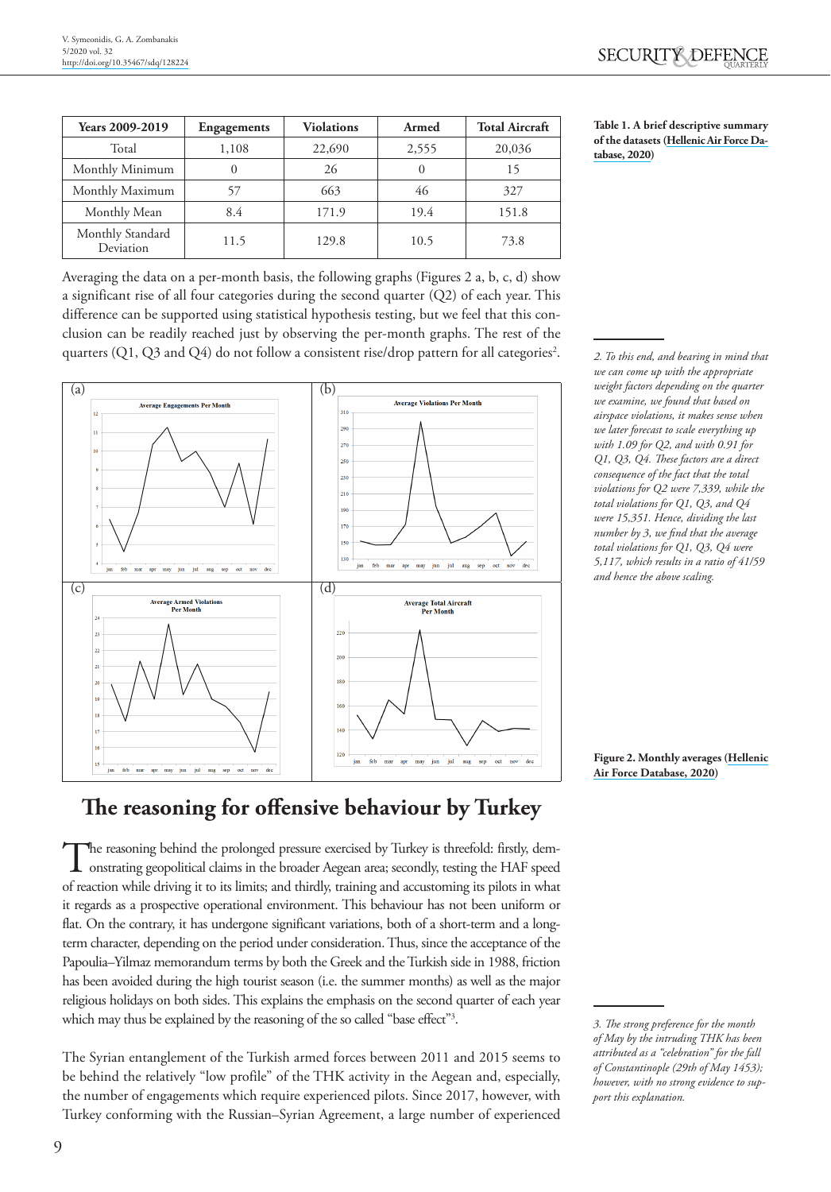| Years 2009-2019 | Engagements | Violations | Armed | Total Aircraft |
|---|---|---|---|---|
| Total | 1,108 | 22,690 | 2,555 | 20,036 |
| Monthly Minimum | 0 | 26 | 0 | 15 |
| Monthly Maximum | 57 | 663 | 46 | 327 |
| Monthly Mean | 8.4 | 171.9 | 19.4 | 151.8 |
| Monthly Standard Deviation | 11.5 | 129.8 | 10.5 | 73.8 |

**Table 1. A brief descriptive summary of the datasets (Hellenic Air Force Database, 2020)**

Averaging the data on a per-month basis, the following graphs (Figures 2 a, b, c, d) show a significant rise of all four categories during the second quarter (Q2) of each year. This difference can be supported using statistical hypothesis testing, but we feel that this conclusion can be readily reached just by observing the per-month graphs. The rest of the quarters (Q1, Q3 and Q4) do not follow a consistent rise/drop pattern for all categories[2].

**Figure 2. Monthly averages (Hellenic Air Force Database, 2020)**

## The reasoning for offensive behaviour by Turkey

The reasoning behind the prolonged pressure exercised by Turkey is threefold: firstly, demonstrating geopolitical claims in the broader Aegean area; secondly, testing the HAF speed of reaction while driving it to its limits; and thirdly, training and accustoming its pilots in what it regards as a prospective operational environment. This behaviour has not been uniform or flat. On the contrary, it has undergone significant variations, both of a short-term and a long-term character, depending on the period under consideration. Thus, since the acceptance of the Papoulia–Yilmaz memorandum terms by both the Greek and the Turkish side in 1988, friction has been avoided during the high tourist season (i.e. the summer months) as well as the major religious holidays on both sides. This explains the emphasis on the second quarter of each year which may thus be explained by the reasoning of the so called "base effect"[3].

The Syrian entanglement of the Turkish armed forces between 2011 and 2015 seems to be behind the relatively "low profile" of the THK activity in the Aegean and, especially, the number of engagements which require experienced pilots. Since 2017, however, with Turkey conforming with the Russian–Syrian Agreement, a large number of experienced

---

*2. To this end, and bearing in mind that we can come up with the appropriate weight factors depending on the quarter we examine, we found that based on airspace violations, it makes sense when we later forecast to scale everything up with 1.09 for Q2, and with 0.91 for Q1, Q3, Q4. These factors are a direct consequence of the fact that the total violations for Q2 were 7,339, while the total violations for Q1, Q3, and Q4 were 15,351. Hence, dividing the last number by 3, we find that the average total violations for Q1, Q3, Q4 were 5,117, which results in a ratio of 41/59 and hence the above scaling.*

*3. The strong preference for the month of May by the intruding THK has been attributed as a "celebration" for the fall of Constantinople (29th of May 1453); however, with no strong evidence to support this explanation.*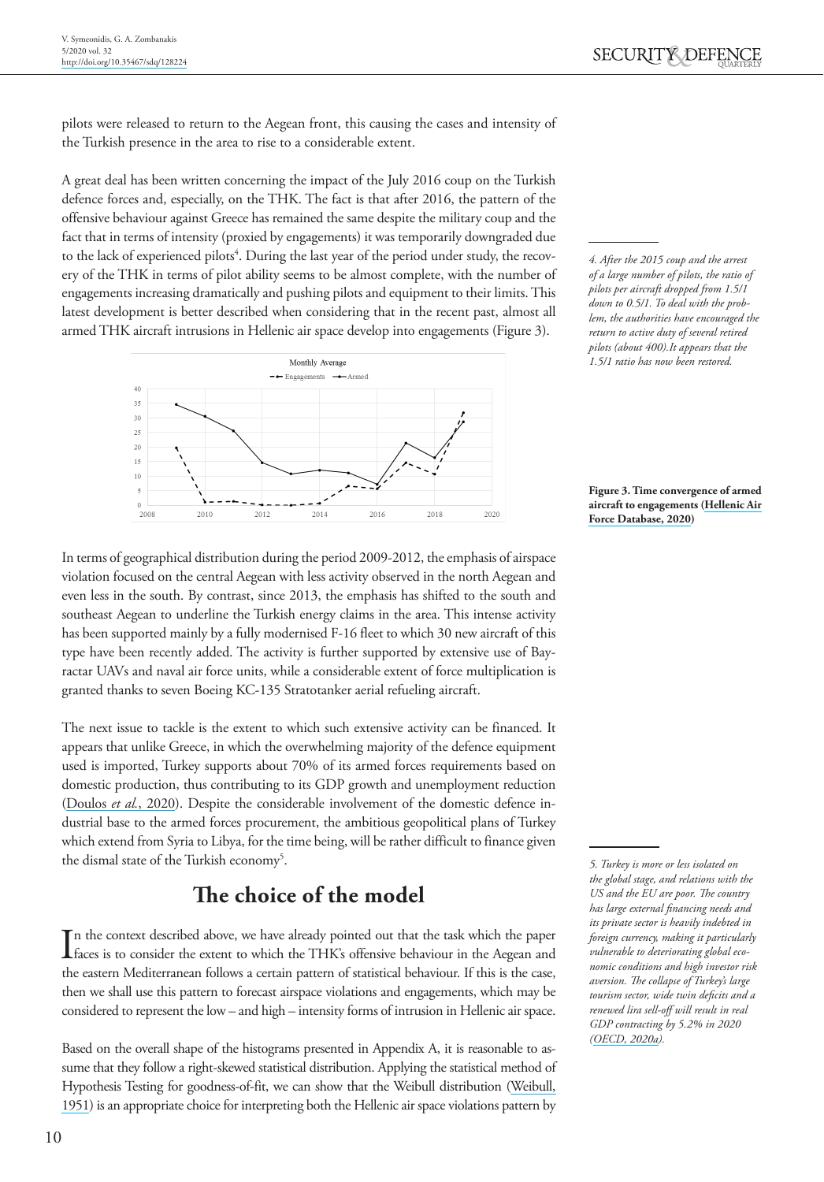pilots were released to return to the Aegean front, this causing the cases and intensity of the Turkish presence in the area to rise to a considerable extent.

A great deal has been written concerning the impact of the July 2016 coup on the Turkish defence forces and, especially, on the THK. The fact is that after 2016, the pattern of the offensive behaviour against Greece has remained the same despite the military coup and the fact that in terms of intensity (proxied by engagements) it was temporarily downgraded due to the lack of experienced pilots[4]. During the last year of the period under study, the recovery of the THK in terms of pilot ability seems to be almost complete, with the number of engagements increasing dramatically and pushing pilots and equipment to their limits. This latest development is better described when considering that in the recent past, almost all armed THK aircraft intrusions in Hellenic air space develop into engagements (Figure 3).

**Figure 3. Time convergence of armed aircraft to engagements (Hellenic Air Force Database, 2020)**

In terms of geographical distribution during the period 2009-2012, the emphasis of airspace violation focused on the central Aegean with less activity observed in the north Aegean and even less in the south. By contrast, since 2013, the emphasis has shifted to the south and southeast Aegean to underline the Turkish energy claims in the area. This intense activity has been supported mainly by a fully modernised F-16 fleet to which 30 new aircraft of this type have been recently added. The activity is further supported by extensive use of Bayractar UAVs and naval air force units, while a considerable extent of force multiplication is granted thanks to seven Boeing KC-135 Stratotanker aerial refueling aircraft.

The next issue to tackle is the extent to which such extensive activity can be financed. It appears that unlike Greece, in which the overwhelming majority of the defence equipment used is imported, Turkey supports about 70% of its armed forces requirements based on domestic production, thus contributing to its GDP growth and unemployment reduction (Doulos *et al.*, 2020). Despite the considerable involvement of the domestic defence industrial base to the armed forces procurement, the ambitious geopolitical plans of Turkey which extend from Syria to Libya, for the time being, will be rather difficult to finance given the dismal state of the Turkish economy[5].

## The choice of the model

In the context described above, we have already pointed out that the task which the paper faces is to consider the extent to which the THK's offensive behaviour in the Aegean and the eastern Mediterranean follows a certain pattern of statistical behaviour. If this is the case, then we shall use this pattern to forecast airspace violations and engagements, which may be considered to represent the low – and high – intensity forms of intrusion in Hellenic air space.

Based on the overall shape of the histograms presented in Appendix A, it is reasonable to assume that they follow a right-skewed statistical distribution. Applying the statistical method of Hypothesis Testing for goodness-of-fit, we can show that the Weibull distribution (Weibull, 1951) is an appropriate choice for interpreting both the Hellenic air space violations pattern by

---

*4. After the 2015 coup and the arrest of a large number of pilots, the ratio of pilots per aircraft dropped from 1.5/1 down to 0.5/1. To deal with the problem, the authorities have encouraged the return to active duty of several retired pilots (about 400).It appears that the 1.5/1 ratio has now been restored.*

*5. Turkey is more or less isolated on the global stage, and relations with the US and the EU are poor. The country has large external financing needs and its private sector is heavily indebted in foreign currency, making it particularly vulnerable to deteriorating global economic conditions and high investor risk aversion. The collapse of Turkey's large tourism sector, wide twin deficits and a renewed lira sell-off will result in real GDP contracting by 5.2% in 2020 (OECD, 2020a).*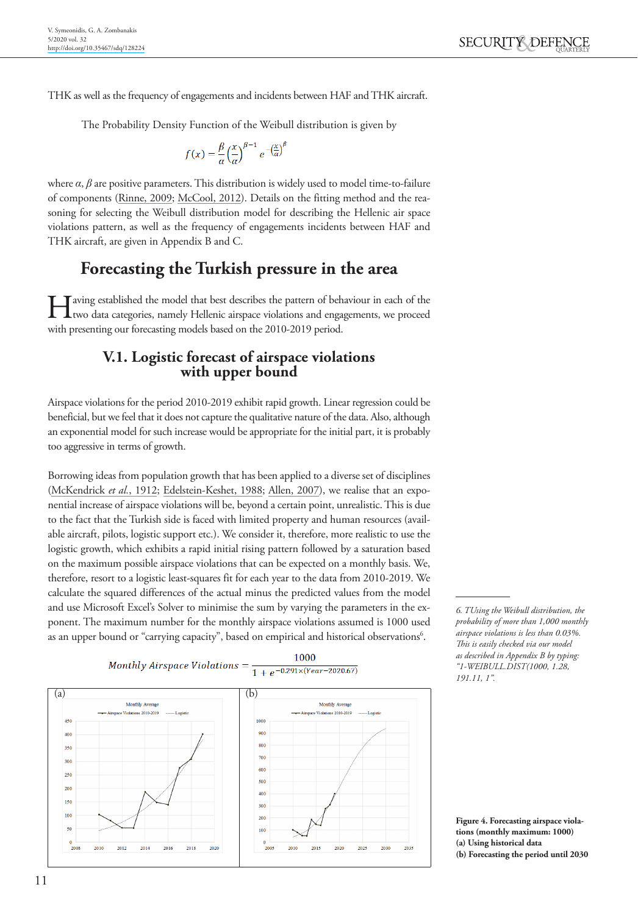THK as well as the frequency of engagements and incidents between HAF and THK aircraft.

The Probability Density Function of the Weibull distribution is given by

$$f(x) = \frac{\beta}{\alpha}\left(\frac{x}{\alpha}\right)^{\beta-1} e^{-\left(\frac{x}{\alpha}\right)^{\beta}}$$

where $\alpha$, $\beta$ are positive parameters. This distribution is widely used to model time-to-failure of components (Rinne, 2009; McCool, 2012). Details on the fitting method and the reasoning for selecting the Weibull distribution model for describing the Hellenic air space violations pattern, as well as the frequency of engagements incidents between HAF and THK aircraft, are given in Appendix B and C.

## Forecasting the Turkish pressure in the area

Having established the model that best describes the pattern of behaviour in each of the two data categories, namely Hellenic airspace violations and engagements, we proceed with presenting our forecasting models based on the 2010-2019 period.

### V.1. Logistic forecast of airspace violations with upper bound

Airspace violations for the period 2010-2019 exhibit rapid growth. Linear regression could be beneficial, but we feel that it does not capture the qualitative nature of the data. Also, although an exponential model for such increase would be appropriate for the initial part, it is probably too aggressive in terms of growth.

Borrowing ideas from population growth that has been applied to a diverse set of disciplines (McKendrick *et al.*, 1912; Edelstein-Keshet, 1988; Allen, 2007), we realise that an exponential increase of airspace violations will be, beyond a certain point, unrealistic. This is due to the fact that the Turkish side is faced with limited property and human resources (available aircraft, pilots, logistic support etc.). We consider it, therefore, more realistic to use the logistic growth, which exhibits a rapid initial rising pattern followed by a saturation based on the maximum possible airspace violations that can be expected on a monthly basis. We, therefore, resort to a logistic least-squares fit for each year to the data from 2010-2019. We calculate the squared differences of the actual minus the predicted values from the model and use Microsoft Excel's Solver to minimise the sum by varying the parameters in the exponent. The maximum number for the monthly airspace violations assumed is 1000 used as an upper bound or "carrying capacity", based on empirical and historical observations[6].

$$Monthly\ Airspace\ Violations = \frac{1000}{1 + e^{-0.291\times(Year-2020.67)}}$$

**Figure 4. Forecasting airspace violations (monthly maximum: 1000)**
**(a) Using historical data**
**(b) Forecasting the period until 2030**

---

6. *TUsing the Weibull distribution, the probability of more than 1,000 monthly airspace violations is less than 0.03%. This is easily checked via our model as described in Appendix B by typing: "1-WEIBULL.DIST(1000, 1.28, 191.11, 1".*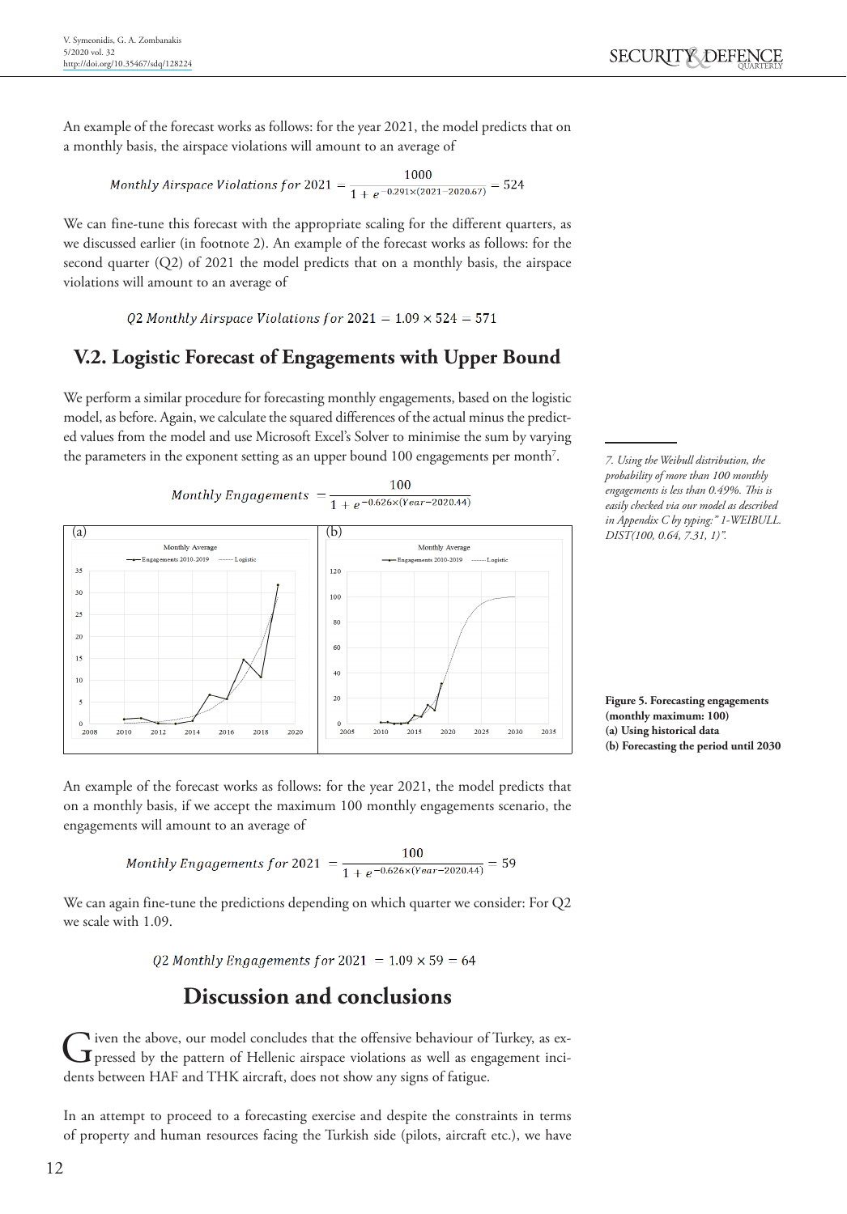An example of the forecast works as follows: for the year 2021, the model predicts that on a monthly basis, the airspace violations will amount to an average of

$$Monthly\ Airspace\ Violations\ for\ 2021 = \frac{1000}{1 + e^{-0.291\times(2021-2020.67)}} = 524$$

We can fine-tune this forecast with the appropriate scaling for the different quarters, as we discussed earlier (in footnote 2). An example of the forecast works as follows: for the second quarter (Q2) of 2021 the model predicts that on a monthly basis, the airspace violations will amount to an average of

$$Q2\ Monthly\ Airspace\ Violations\ for\ 2021 = 1.09 \times 524 = 571$$

## V.2. Logistic Forecast of Engagements with Upper Bound

We perform a similar procedure for forecasting monthly engagements, based on the logistic model, as before. Again, we calculate the squared differences of the actual minus the predicted values from the model and use Microsoft Excel's Solver to minimise the sum by varying the parameters in the exponent setting as an upper bound 100 engagements per month[7].

$$Monthly\ Engagements = \frac{100}{1 + e^{-0.626\times(Year-2020.44)}}$$

**Figure 5. Forecasting engagements (monthly maximum: 100)**
**(a) Using historical data**
**(b) Forecasting the period until 2030**

An example of the forecast works as follows: for the year 2021, the model predicts that on a monthly basis, if we accept the maximum 100 monthly engagements scenario, the engagements will amount to an average of

$$Monthly\ Engagements\ for\ 2021 = \frac{100}{1 + e^{-0.626\times(Year-2020.44)}} = 59$$

We can again fine-tune the predictions depending on which quarter we consider: For Q2 we scale with 1.09.

$$Q2\ Monthly\ Engagements\ for\ 2021 = 1.09 \times 59 = 64$$

## Discussion and conclusions

Given the above, our model concludes that the offensive behaviour of Turkey, as expressed by the pattern of Hellenic airspace violations as well as engagement incidents between HAF and THK aircraft, does not show any signs of fatigue.

In an attempt to proceed to a forecasting exercise and despite the constraints in terms of property and human resources facing the Turkish side (pilots, aircraft etc.), we have

---

7. *Using the Weibull distribution, the probability of more than 100 monthly engagements is less than 0.49%. This is easily checked via our model as described in Appendix C by typing:" 1-WEIBULL.DIST(100, 0.64, 7.31, 1)".*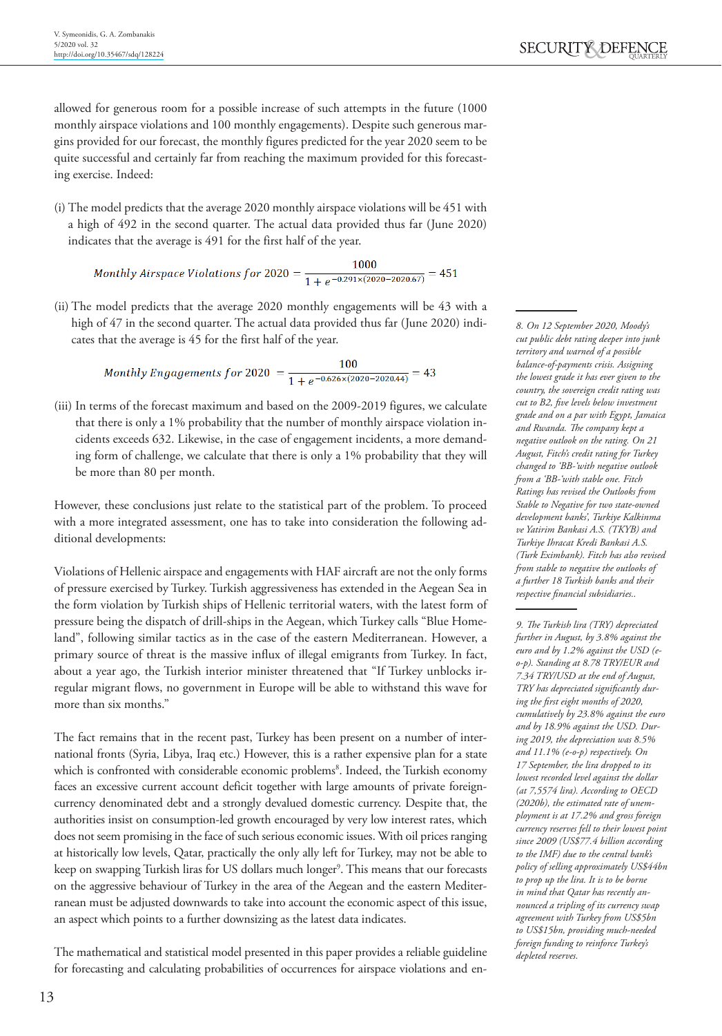allowed for generous room for a possible increase of such attempts in the future (1000 monthly airspace violations and 100 monthly engagements). Despite such generous margins provided for our forecast, the monthly figures predicted for the year 2020 seem to be quite successful and certainly far from reaching the maximum provided for this forecasting exercise. Indeed:

(i) The model predicts that the average 2020 monthly airspace violations will be 451 with a high of 492 in the second quarter. The actual data provided thus far (June 2020) indicates that the average is 491 for the first half of the year.

$$Monthly\ Airspace\ Violations\ for\ 2020 = \frac{1000}{1 + e^{-0.291 \times (2020 - 2020.67)}} = 451$$

(ii) The model predicts that the average 2020 monthly engagements will be 43 with a high of 47 in the second quarter. The actual data provided thus far (June 2020) indicates that the average is 45 for the first half of the year.

$$Monthly\ Engagements\ for\ 2020 = \frac{100}{1 + e^{-0.626 \times (2020 - 2020.44)}} = 43$$

(iii) In terms of the forecast maximum and based on the 2009-2019 figures, we calculate that there is only a 1% probability that the number of monthly airspace violation incidents exceeds 632. Likewise, in the case of engagement incidents, a more demanding form of challenge, we calculate that there is only a 1% probability that they will be more than 80 per month.

However, these conclusions just relate to the statistical part of the problem. To proceed with a more integrated assessment, one has to take into consideration the following additional developments:

Violations of Hellenic airspace and engagements with HAF aircraft are not the only forms of pressure exercised by Turkey. Turkish aggressiveness has extended in the Aegean Sea in the form violation by Turkish ships of Hellenic territorial waters, with the latest form of pressure being the dispatch of drill-ships in the Aegean, which Turkey calls "Blue Homeland", following similar tactics as in the case of the eastern Mediterranean. However, a primary source of threat is the massive influx of illegal emigrants from Turkey. In fact, about a year ago, the Turkish interior minister threatened that "If Turkey unblocks irregular migrant flows, no government in Europe will be able to withstand this wave for more than six months."

The fact remains that in the recent past, Turkey has been present on a number of international fronts (Syria, Libya, Iraq etc.) However, this is a rather expensive plan for a state which is confronted with considerable economic problems[8]. Indeed, the Turkish economy faces an excessive current account deficit together with large amounts of private foreign-currency denominated debt and a strongly devalued domestic currency. Despite that, the authorities insist on consumption-led growth encouraged by very low interest rates, which does not seem promising in the face of such serious economic issues. With oil prices ranging at historically low levels, Qatar, practically the only ally left for Turkey, may not be able to keep on swapping Turkish liras for US dollars much longer[9]. This means that our forecasts on the aggressive behaviour of Turkey in the area of the Aegean and the eastern Mediterranean must be adjusted downwards to take into account the economic aspect of this issue, an aspect which points to a further downsizing as the latest data indicates.

The mathematical and statistical model presented in this paper provides a reliable guideline for forecasting and calculating probabilities of occurrences for airspace violations and en-

---

*8. On 12 September 2020, Moody's cut public debt rating deeper into junk territory and warned of a possible balance-of-payments crisis. Assigning the lowest grade it has ever given to the country, the sovereign credit rating was cut to B2, five levels below investment grade and on a par with Egypt, Jamaica and Rwanda. The company kept a negative outlook on the rating. On 21 August, Fitch's credit rating for Turkey changed to 'BB-'with negative outlook from a 'BB-'with stable one. Fitch Ratings has revised the Outlooks from Stable to Negative for two state-owned development banks', Turkiye Kalkinma ve Yatirim Bankasi A.S. (TKYB) and Turkiye Ihracat Kredi Bankasi A.S. (Turk Eximbank). Fitch has also revised from stable to negative the outlooks of a further 18 Turkish banks and their respective financial subsidiaries..*

*9. The Turkish lira (TRY) depreciated further in August, by 3.8% against the euro and by 1.2% against the USD (e-o-p). Standing at 8.78 TRY/EUR and 7.34 TRY/USD at the end of August, TRY has depreciated significantly during the first eight months of 2020, cumulatively by 23.8% against the euro and by 18.9% against the USD. During 2019, the depreciation was 8.5% and 11.1% (e-o-p) respectively. On 17 September, the lira dropped to its lowest recorded level against the dollar (at 7,5574 lira). According to OECD (2020b), the estimated rate of unemployment is at 17.2% and gross foreign currency reserves fell to their lowest point since 2009 (US$77.4 billion according to the IMF) due to the central bank's policy of selling approximately US$44bn to prop up the lira. It is to be borne in mind that Qatar has recently announced a tripling of its currency swap agreement with Turkey from US$5bn to US$15bn, providing much-needed foreign funding to reinforce Turkey's depleted reserves.*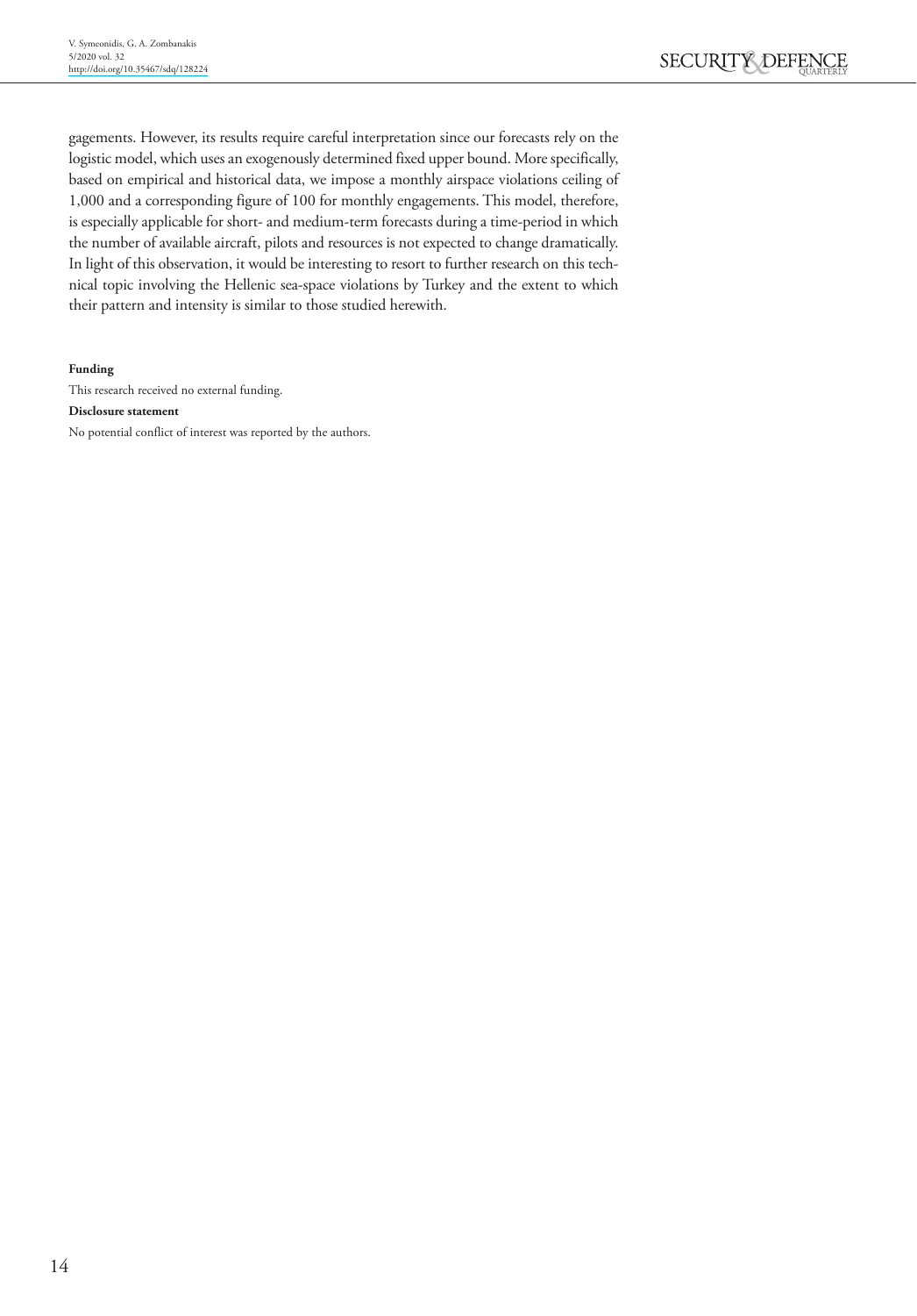gagements. However, its results require careful interpretation since our forecasts rely on the logistic model, which uses an exogenously determined fixed upper bound. More specifically, based on empirical and historical data, we impose a monthly airspace violations ceiling of 1,000 and a corresponding figure of 100 for monthly engagements. This model, therefore, is especially applicable for short- and medium-term forecasts during a time-period in which the number of available aircraft, pilots and resources is not expected to change dramatically. In light of this observation, it would be interesting to resort to further research on this technical topic involving the Hellenic sea-space violations by Turkey and the extent to which their pattern and intensity is similar to those studied herewith.

**Funding**

This research received no external funding.

**Disclosure statement**

No potential conflict of interest was reported by the authors.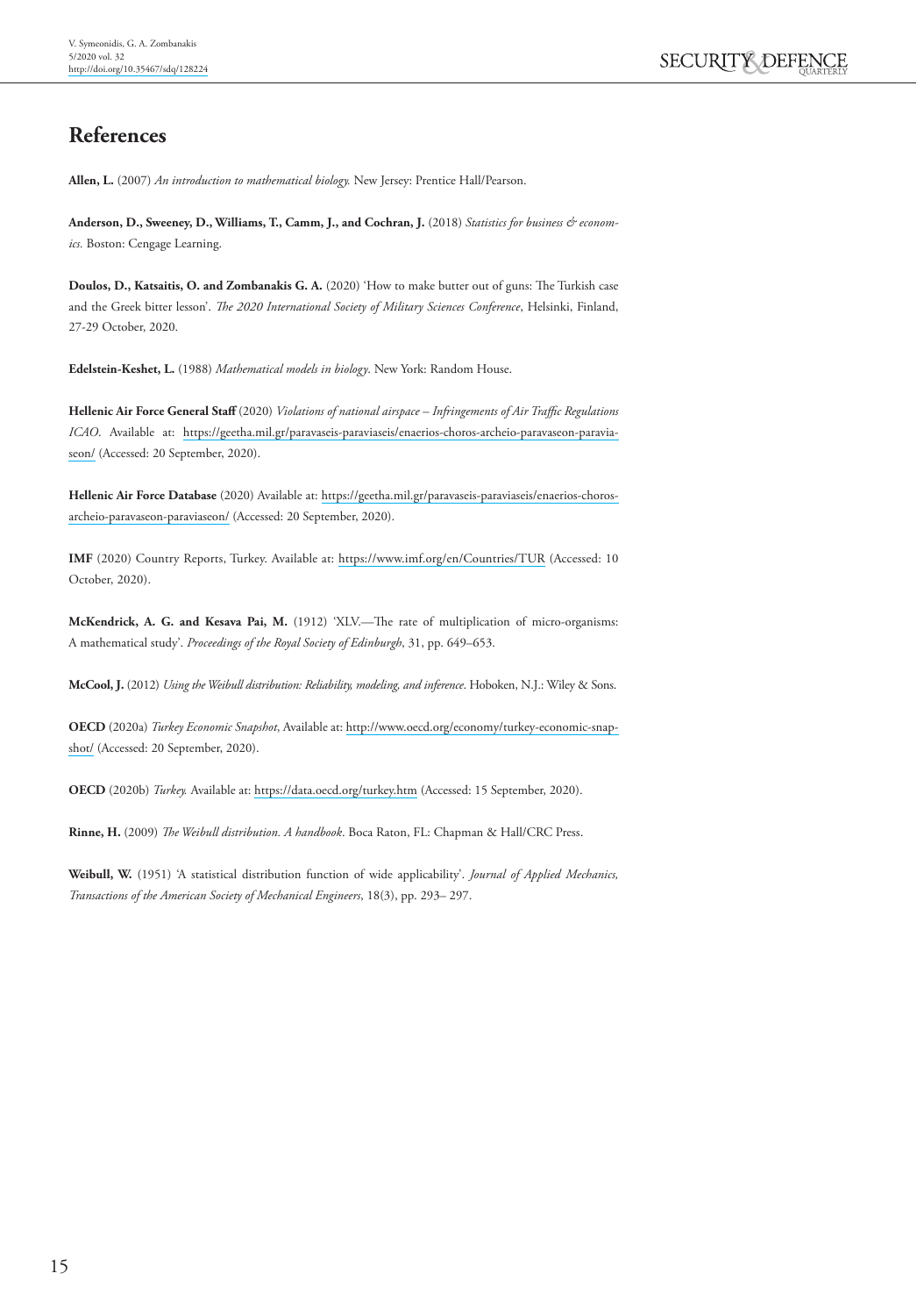## References

**Allen, L.** (2007) *An introduction to mathematical biology.* New Jersey: Prentice Hall/Pearson.

**Anderson, D., Sweeney, D., Williams, T., Camm, J., and Cochran, J.** (2018) *Statistics for business & economics.* Boston: Cengage Learning.

**Doulos, D., Katsaitis, O. and Zombanakis G. A.** (2020) 'How to make butter out of guns: The Turkish case and the Greek bitter lesson'. *The 2020 International Society of Military Sciences Conference*, Helsinki, Finland, 27-29 October, 2020.

**Edelstein-Keshet, L.** (1988) *Mathematical models in biology*. New York: Random House.

**Hellenic Air Force General Staff** (2020) *Violations of national airspace – Infringements of Air Traffic Regulations ICAO*. Available at: https://geetha.mil.gr/paravaseis-paraviaseis/enaerios-choros-archeio-paravaseon-paraviaseon/ (Accessed: 20 September, 2020).

**Hellenic Air Force Database** (2020) Available at: https://geetha.mil.gr/paravaseis-paraviaseis/enaerios-choros-archeio-paravaseon-paraviaseon/ (Accessed: 20 September, 2020).

**IMF** (2020) Country Reports, Turkey. Available at: https://www.imf.org/en/Countries/TUR (Accessed: 10 October, 2020).

**McKendrick, A. G. and Kesava Pai, M.** (1912) 'XLV.—The rate of multiplication of micro-organisms: A mathematical study'. *Proceedings of the Royal Society of Edinburgh*, 31, pp. 649–653.

**McCool, J.** (2012) *Using the Weibull distribution: Reliability, modeling, and inference*. Hoboken, N.J.: Wiley & Sons.

**OECD** (2020a) *Turkey Economic Snapshot*, Available at: http://www.oecd.org/economy/turkey-economic-snapshot/ (Accessed: 20 September, 2020).

**OECD** (2020b) *Turkey.* Available at: https://data.oecd.org/turkey.htm (Accessed: 15 September, 2020).

**Rinne, H.** (2009) *The Weibull distribution. A handbook*. Boca Raton, FL: Chapman & Hall/CRC Press.

**Weibull, W.** (1951) 'A statistical distribution function of wide applicability'. *Journal of Applied Mechanics, Transactions of the American Society of Mechanical Engineers*, 18(3), pp. 293– 297.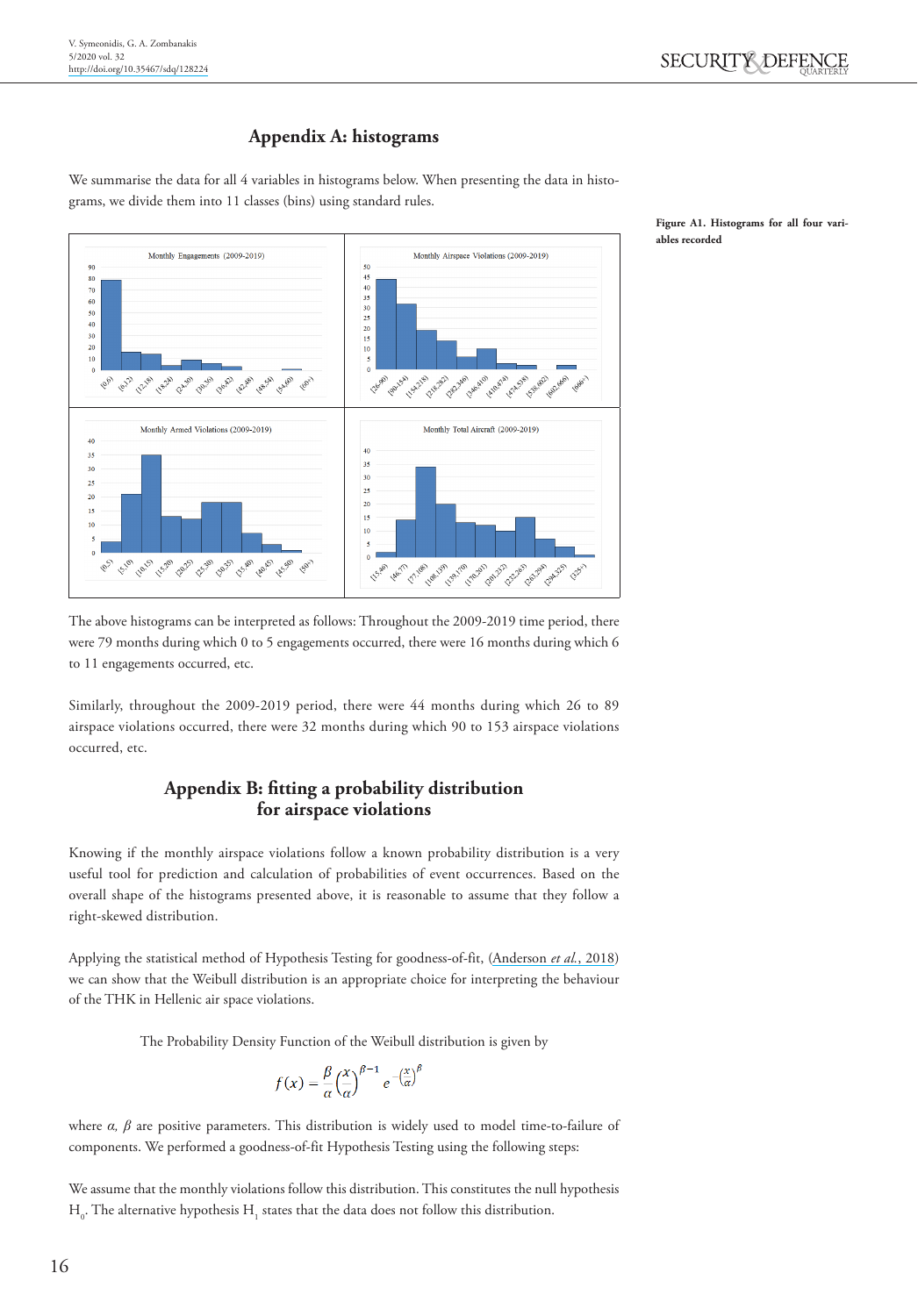## Appendix A: histograms

We summarise the data for all 4 variables in histograms below. When presenting the data in histograms, we divide them into 11 classes (bins) using standard rules.

**Figure A1. Histograms for all four variables recorded**

The above histograms can be interpreted as follows: Throughout the 2009-2019 time period, there were 79 months during which 0 to 5 engagements occurred, there were 16 months during which 6 to 11 engagements occurred, etc.

Similarly, throughout the 2009-2019 period, there were 44 months during which 26 to 89 airspace violations occurred, there were 32 months during which 90 to 153 airspace violations occurred, etc.

## Appendix B: fitting a probability distribution for airspace violations

Knowing if the monthly airspace violations follow a known probability distribution is a very useful tool for prediction and calculation of probabilities of event occurrences. Based on the overall shape of the histograms presented above, it is reasonable to assume that they follow a right-skewed distribution.

Applying the statistical method of Hypothesis Testing for goodness-of-fit, (Anderson *et al.*, 2018) we can show that the Weibull distribution is an appropriate choice for interpreting the behaviour of the THK in Hellenic air space violations.

The Probability Density Function of the Weibull distribution is given by

$$f(x) = \frac{\beta}{\alpha}\left(\frac{x}{\alpha}\right)^{\beta-1} e^{-\left(\frac{x}{\alpha}\right)^{\beta}}$$

where $\alpha$, $\beta$ are positive parameters. This distribution is widely used to model time-to-failure of components. We performed a goodness-of-fit Hypothesis Testing using the following steps:

We assume that the monthly violations follow this distribution. This constitutes the null hypothesis $H_0$. The alternative hypothesis $H_1$ states that the data does not follow this distribution.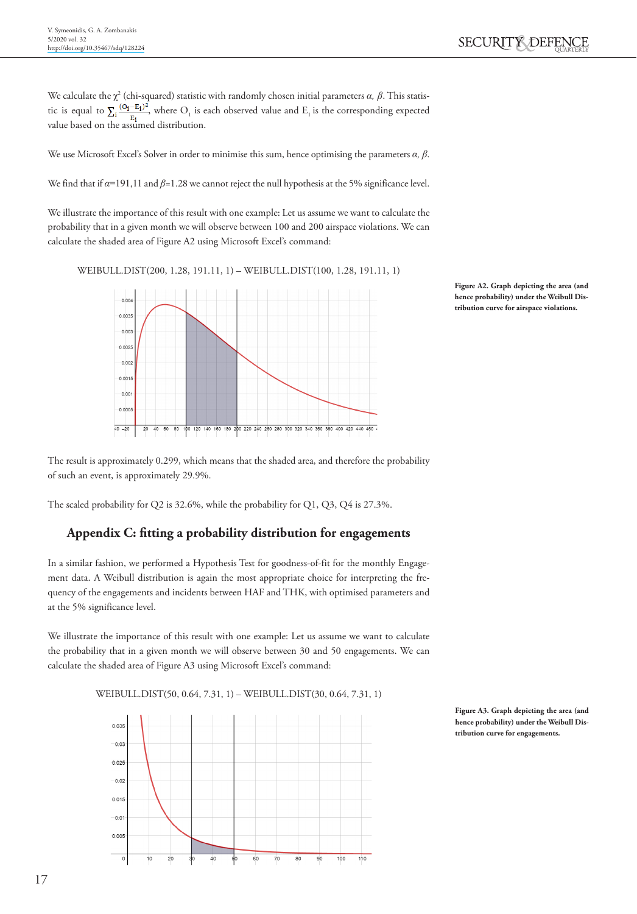We calculate the $\chi^2$ (chi-squared) statistic with randomly chosen initial parameters $\alpha$, $\beta$. This statistic is equal to $\sum_i \frac{(O_i - E_i)^2}{E_i}$, where $O_1$ is each observed value and $E_1$ is the corresponding expected value based on the assumed distribution.

We use Microsoft Excel's Solver in order to minimise this sum, hence optimising the parameters $\alpha$, $\beta$.

We find that if $\alpha$=191,11 and $\beta$=1.28 we cannot reject the null hypothesis at the 5% significance level.

We illustrate the importance of this result with one example: Let us assume we want to calculate the probability that in a given month we will observe between 100 and 200 airspace violations. We can calculate the shaded area of Figure A2 using Microsoft Excel's command:

WEIBULL.DIST(200, 1.28, 191.11, 1) – WEIBULL.DIST(100, 1.28, 191.11, 1)

**Figure A2. Graph depicting the area (and hence probability) under the Weibull Distribution curve for airspace violations.**

The result is approximately 0.299, which means that the shaded area, and therefore the probability of such an event, is approximately 29.9%.

The scaled probability for Q2 is 32.6%, while the probability for Q1, Q3, Q4 is 27.3%.

## Appendix C: fitting a probability distribution for engagements

In a similar fashion, we performed a Hypothesis Test for goodness-of-fit for the monthly Engagement data. A Weibull distribution is again the most appropriate choice for interpreting the frequency of the engagements and incidents between HAF and THK, with optimised parameters and at the 5% significance level.

We illustrate the importance of this result with one example: Let us assume we want to calculate the probability that in a given month we will observe between 30 and 50 engagements. We can calculate the shaded area of Figure A3 using Microsoft Excel's command:

WEIBULL.DIST(50, 0.64, 7.31, 1) – WEIBULL.DIST(30, 0.64, 7.31, 1)

**Figure A3. Graph depicting the area (and hence probability) under the Weibull Distribution curve for engagements.**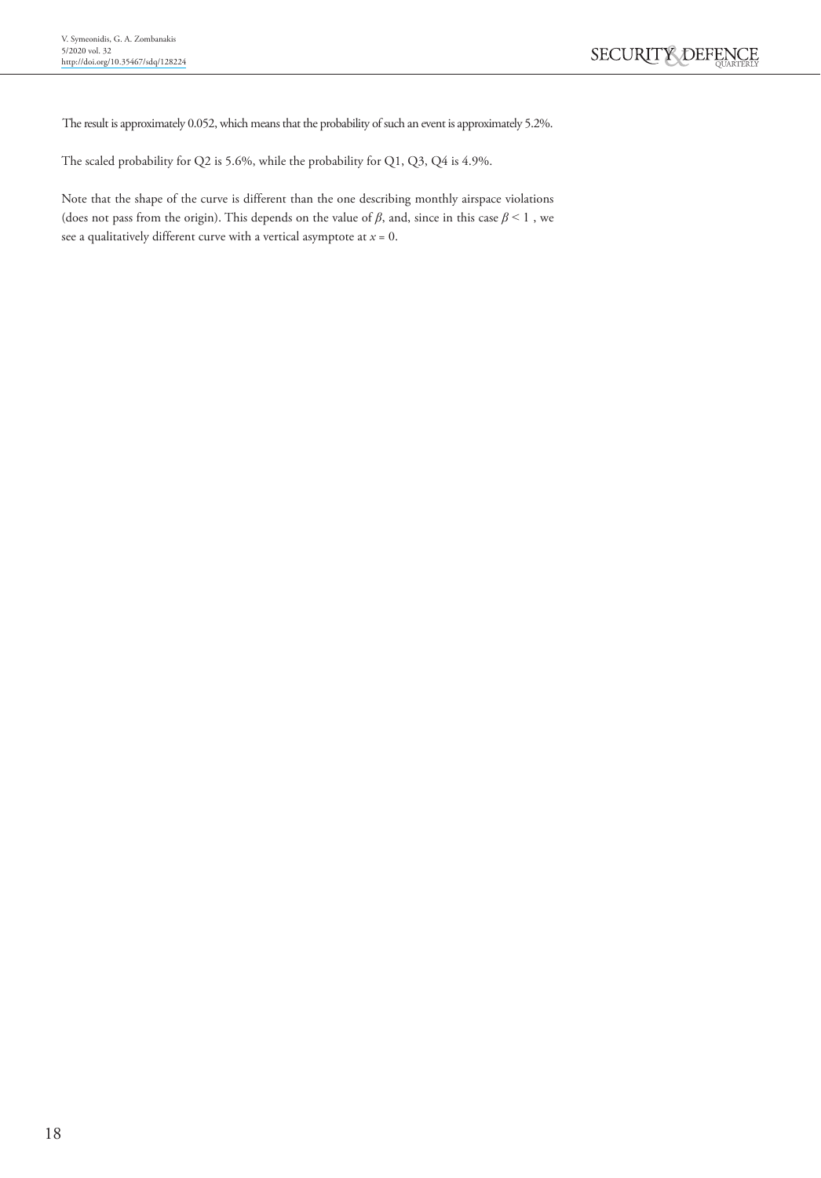The result is approximately 0.052, which means that the probability of such an event is approximately 5.2%.

The scaled probability for Q2 is 5.6%, while the probability for Q1, Q3, Q4 is 4.9%.

Note that the shape of the curve is different than the one describing monthly airspace violations (does not pass from the origin). This depends on the value of $\beta$, and, since in this case $\beta < 1$ , we see a qualitatively different curve with a vertical asymptote at $x = 0$.